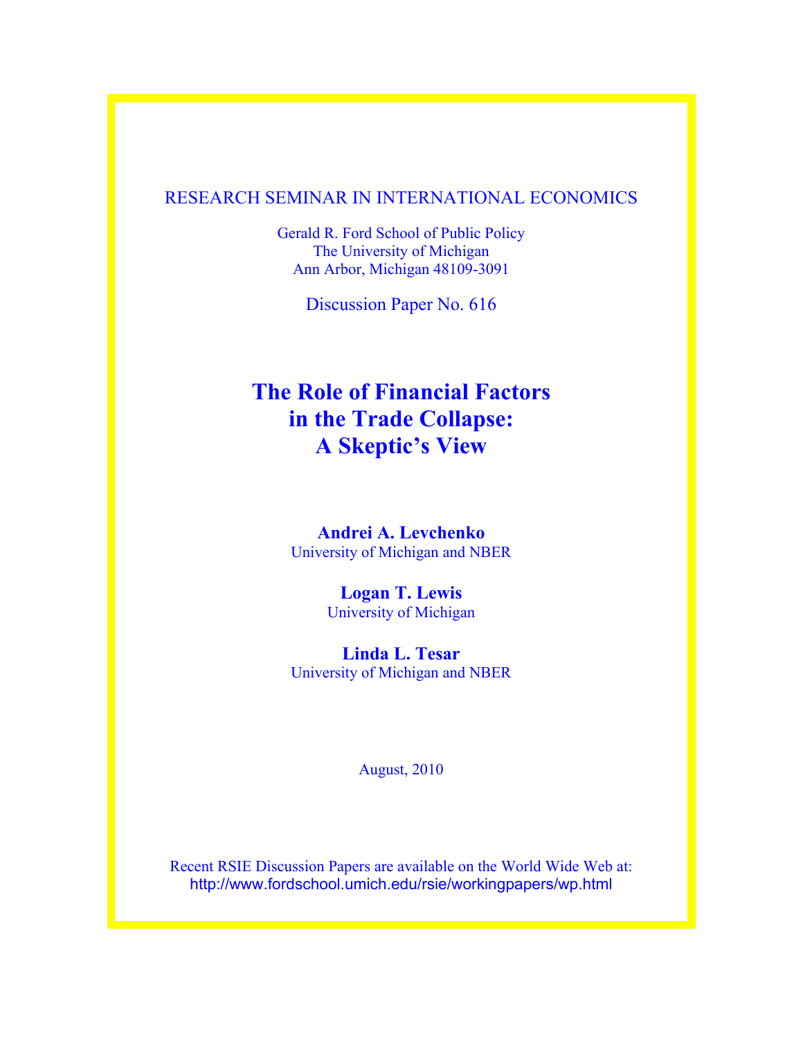RESEARCH SEMINAR IN INTERNATIONAL ECONOMICS

Gerald R. Ford School of Public Policy
The University of Michigan
Ann Arbor, Michigan 48109-3091

Discussion Paper No. 616

# The Role of Financial Factors in the Trade Collapse: A Skeptic's View

**Andrei A. Levchenko**
University of Michigan and NBER

**Logan T. Lewis**
University of Michigan

**Linda L. Tesar**
University of Michigan and NBER

August, 2010

Recent RSIE Discussion Papers are available on the World Wide Web at:
http://www.fordschool.umich.edu/rsie/workingpapers/wp.html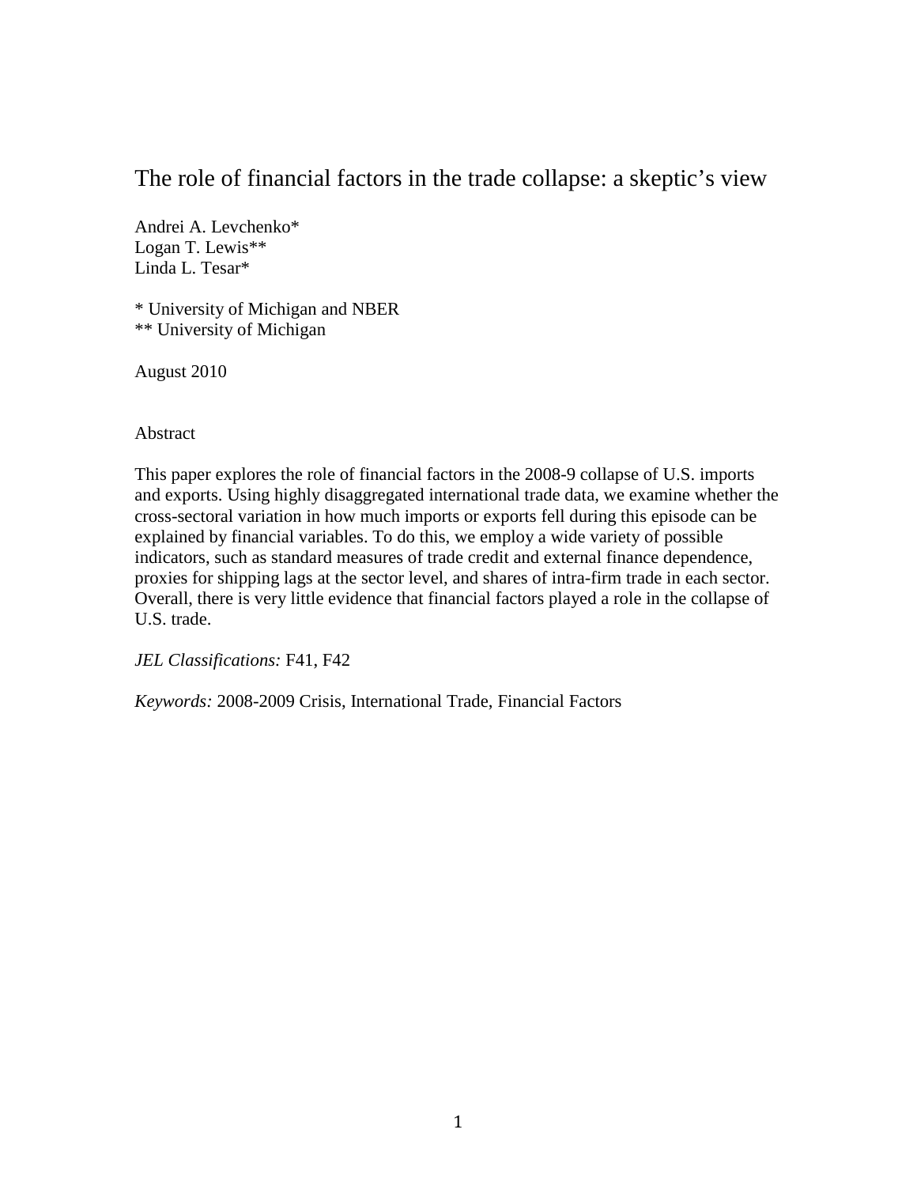# The role of financial factors in the trade collapse: a skeptic's view

Andrei A. Levchenko*
Logan T. Lewis**
Linda L. Tesar*

* University of Michigan and NBER
** University of Michigan

August 2010

Abstract

This paper explores the role of financial factors in the 2008-9 collapse of U.S. imports and exports. Using highly disaggregated international trade data, we examine whether the cross-sectoral variation in how much imports or exports fell during this episode can be explained by financial variables. To do this, we employ a wide variety of possible indicators, such as standard measures of trade credit and external finance dependence, proxies for shipping lags at the sector level, and shares of intra-firm trade in each sector. Overall, there is very little evidence that financial factors played a role in the collapse of U.S. trade.

*JEL Classifications:* F41, F42

*Keywords:* 2008-2009 Crisis, International Trade, Financial Factors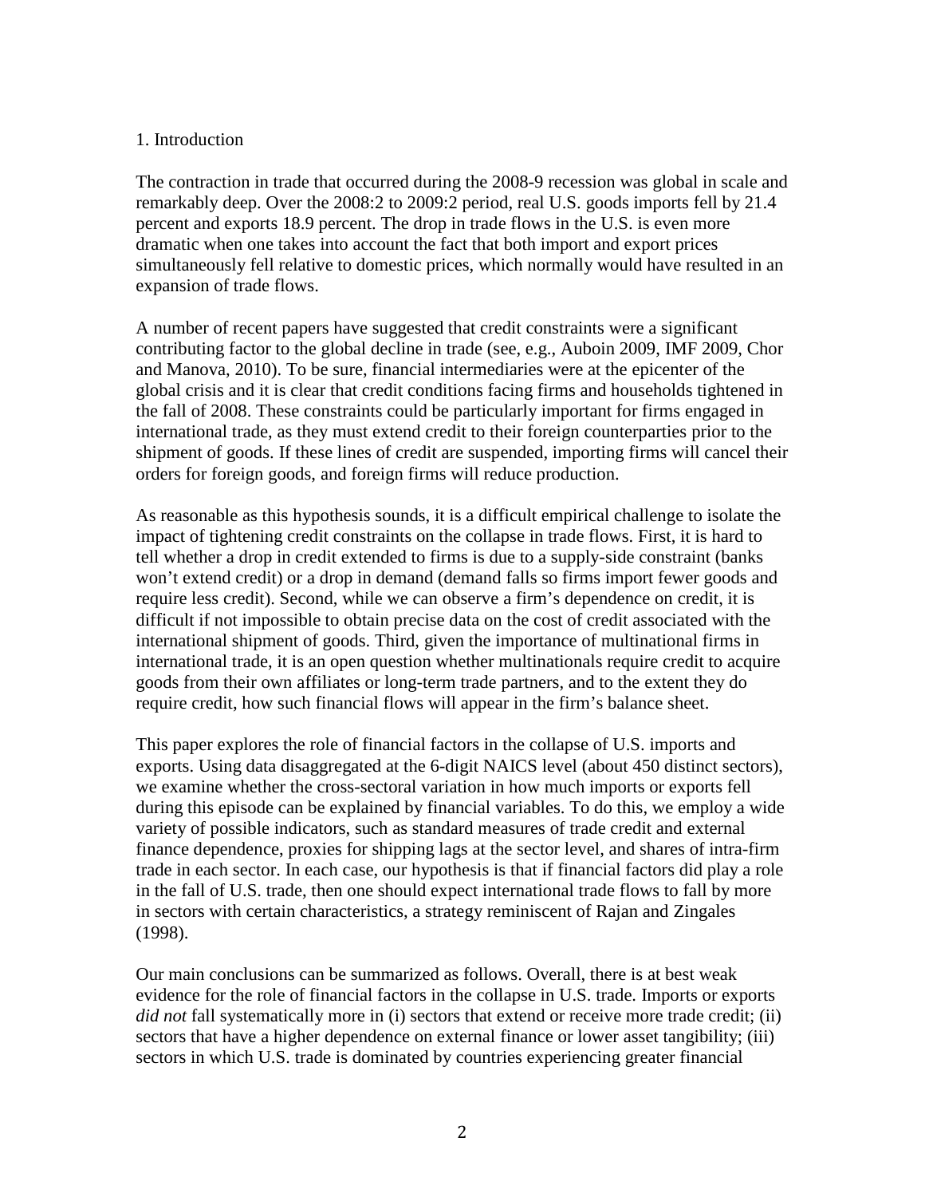## 1. Introduction

The contraction in trade that occurred during the 2008-9 recession was global in scale and remarkably deep. Over the 2008:2 to 2009:2 period, real U.S. goods imports fell by 21.4 percent and exports 18.9 percent. The drop in trade flows in the U.S. is even more dramatic when one takes into account the fact that both import and export prices simultaneously fell relative to domestic prices, which normally would have resulted in an expansion of trade flows.

A number of recent papers have suggested that credit constraints were a significant contributing factor to the global decline in trade (see, e.g., Auboin 2009, IMF 2009, Chor and Manova, 2010). To be sure, financial intermediaries were at the epicenter of the global crisis and it is clear that credit conditions facing firms and households tightened in the fall of 2008. These constraints could be particularly important for firms engaged in international trade, as they must extend credit to their foreign counterparties prior to the shipment of goods. If these lines of credit are suspended, importing firms will cancel their orders for foreign goods, and foreign firms will reduce production.

As reasonable as this hypothesis sounds, it is a difficult empirical challenge to isolate the impact of tightening credit constraints on the collapse in trade flows. First, it is hard to tell whether a drop in credit extended to firms is due to a supply-side constraint (banks won't extend credit) or a drop in demand (demand falls so firms import fewer goods and require less credit). Second, while we can observe a firm's dependence on credit, it is difficult if not impossible to obtain precise data on the cost of credit associated with the international shipment of goods. Third, given the importance of multinational firms in international trade, it is an open question whether multinationals require credit to acquire goods from their own affiliates or long-term trade partners, and to the extent they do require credit, how such financial flows will appear in the firm's balance sheet.

This paper explores the role of financial factors in the collapse of U.S. imports and exports. Using data disaggregated at the 6-digit NAICS level (about 450 distinct sectors), we examine whether the cross-sectoral variation in how much imports or exports fell during this episode can be explained by financial variables. To do this, we employ a wide variety of possible indicators, such as standard measures of trade credit and external finance dependence, proxies for shipping lags at the sector level, and shares of intra-firm trade in each sector. In each case, our hypothesis is that if financial factors did play a role in the fall of U.S. trade, then one should expect international trade flows to fall by more in sectors with certain characteristics, a strategy reminiscent of Rajan and Zingales (1998).

Our main conclusions can be summarized as follows. Overall, there is at best weak evidence for the role of financial factors in the collapse in U.S. trade. Imports or exports *did not* fall systematically more in (i) sectors that extend or receive more trade credit; (ii) sectors that have a higher dependence on external finance or lower asset tangibility; (iii) sectors in which U.S. trade is dominated by countries experiencing greater financial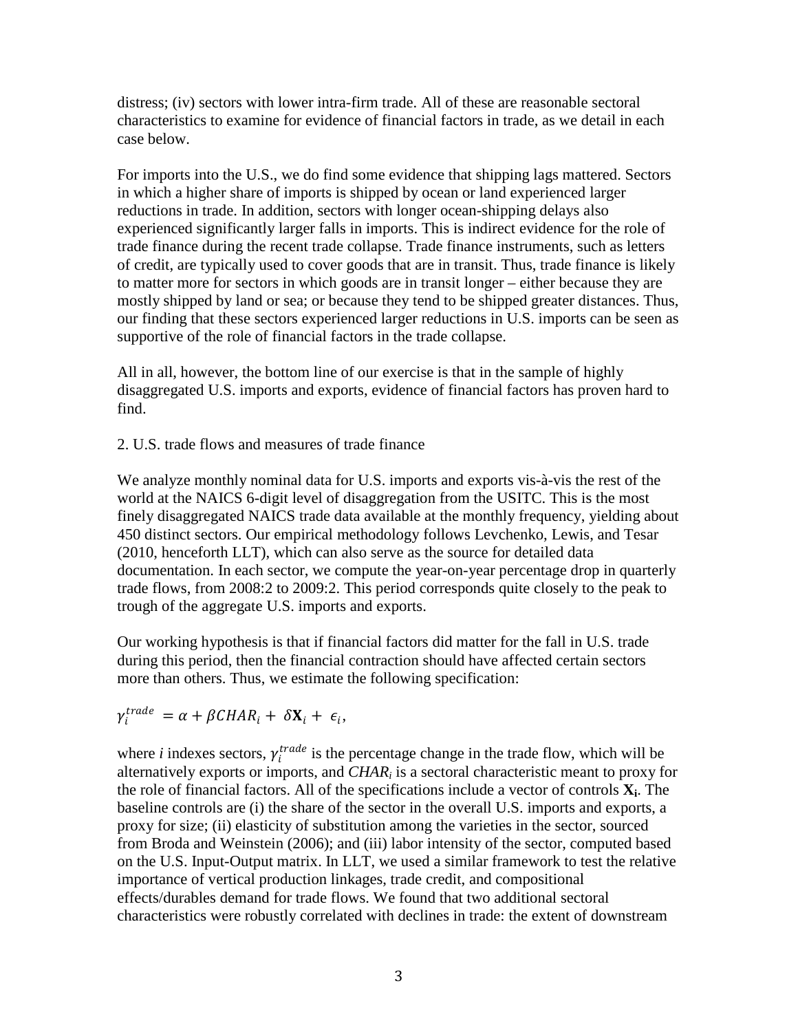distress; (iv) sectors with lower intra-firm trade. All of these are reasonable sectoral characteristics to examine for evidence of financial factors in trade, as we detail in each case below.

For imports into the U.S., we do find some evidence that shipping lags mattered. Sectors in which a higher share of imports is shipped by ocean or land experienced larger reductions in trade. In addition, sectors with longer ocean-shipping delays also experienced significantly larger falls in imports. This is indirect evidence for the role of trade finance during the recent trade collapse. Trade finance instruments, such as letters of credit, are typically used to cover goods that are in transit. Thus, trade finance is likely to matter more for sectors in which goods are in transit longer – either because they are mostly shipped by land or sea; or because they tend to be shipped greater distances. Thus, our finding that these sectors experienced larger reductions in U.S. imports can be seen as supportive of the role of financial factors in the trade collapse.

All in all, however, the bottom line of our exercise is that in the sample of highly disaggregated U.S. imports and exports, evidence of financial factors has proven hard to find.

## 2. U.S. trade flows and measures of trade finance

We analyze monthly nominal data for U.S. imports and exports vis-à-vis the rest of the world at the NAICS 6-digit level of disaggregation from the USITC. This is the most finely disaggregated NAICS trade data available at the monthly frequency, yielding about 450 distinct sectors. Our empirical methodology follows Levchenko, Lewis, and Tesar (2010, henceforth LLT), which can also serve as the source for detailed data documentation. In each sector, we compute the year-on-year percentage drop in quarterly trade flows, from 2008:2 to 2009:2. This period corresponds quite closely to the peak to trough of the aggregate U.S. imports and exports.

Our working hypothesis is that if financial factors did matter for the fall in U.S. trade during this period, then the financial contraction should have affected certain sectors more than others. Thus, we estimate the following specification:

$$\gamma_i^{trade} = \alpha + \beta CHAR_i + \delta \mathbf{X}_i + \epsilon_i,$$

where $i$ indexes sectors, $\gamma_i^{trade}$ is the percentage change in the trade flow, which will be alternatively exports or imports, and $CHAR_i$ is a sectoral characteristic meant to proxy for the role of financial factors. All of the specifications include a vector of controls $\mathbf{X}_i$. The baseline controls are (i) the share of the sector in the overall U.S. imports and exports, a proxy for size; (ii) elasticity of substitution among the varieties in the sector, sourced from Broda and Weinstein (2006); and (iii) labor intensity of the sector, computed based on the U.S. Input-Output matrix. In LLT, we used a similar framework to test the relative importance of vertical production linkages, trade credit, and compositional effects/durables demand for trade flows. We found that two additional sectoral characteristics were robustly correlated with declines in trade: the extent of downstream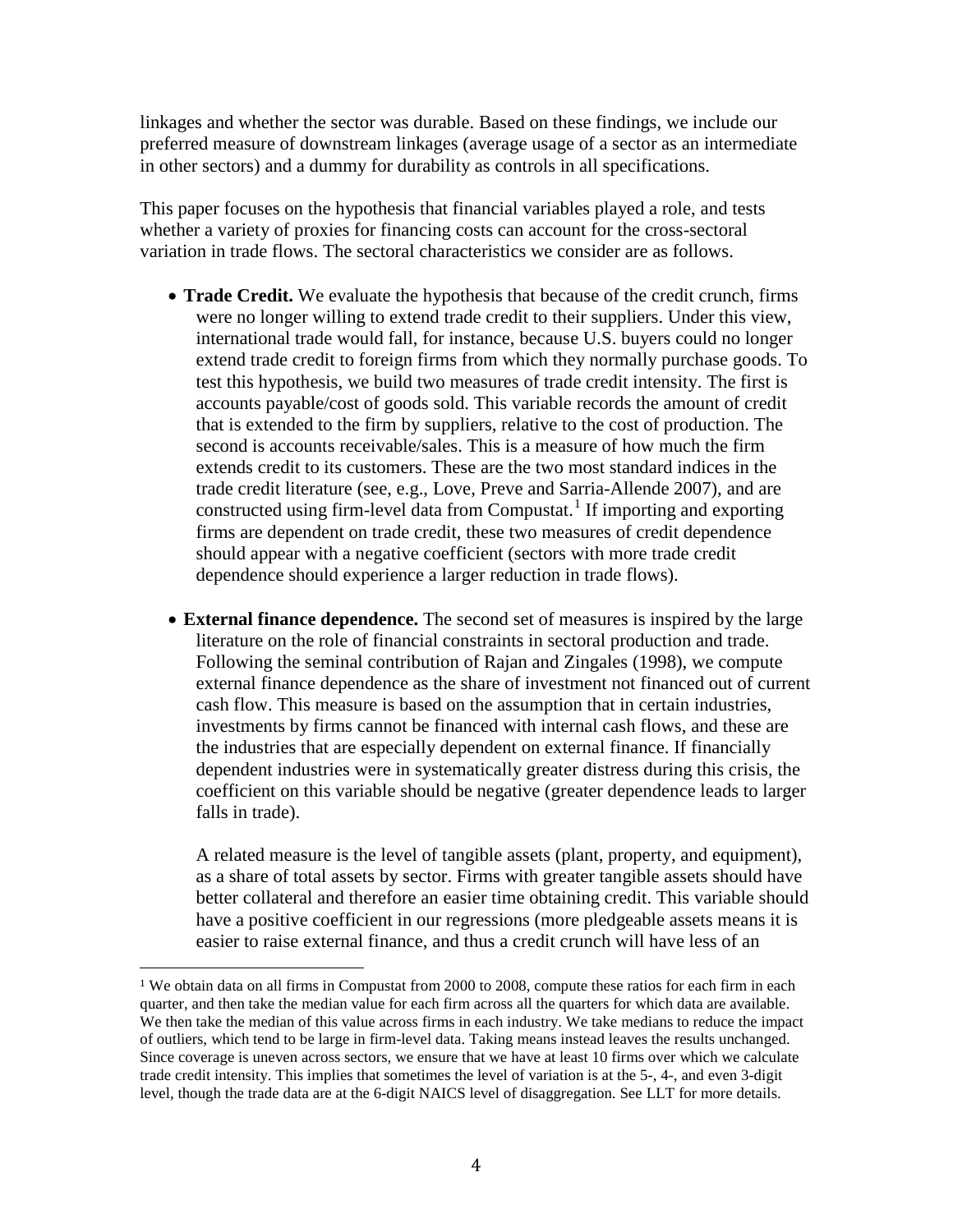linkages and whether the sector was durable. Based on these findings, we include our preferred measure of downstream linkages (average usage of a sector as an intermediate in other sectors) and a dummy for durability as controls in all specifications.

This paper focuses on the hypothesis that financial variables played a role, and tests whether a variety of proxies for financing costs can account for the cross-sectoral variation in trade flows. The sectoral characteristics we consider are as follows.

- **Trade Credit.** We evaluate the hypothesis that because of the credit crunch, firms were no longer willing to extend trade credit to their suppliers. Under this view, international trade would fall, for instance, because U.S. buyers could no longer extend trade credit to foreign firms from which they normally purchase goods. To test this hypothesis, we build two measures of trade credit intensity. The first is accounts payable/cost of goods sold. This variable records the amount of credit that is extended to the firm by suppliers, relative to the cost of production. The second is accounts receivable/sales. This is a measure of how much the firm extends credit to its customers. These are the two most standard indices in the trade credit literature (see, e.g., Love, Preve and Sarria-Allende 2007), and are constructed using firm-level data from Compustat.[1] If importing and exporting firms are dependent on trade credit, these two measures of credit dependence should appear with a negative coefficient (sectors with more trade credit dependence should experience a larger reduction in trade flows).

- **External finance dependence.** The second set of measures is inspired by the large literature on the role of financial constraints in sectoral production and trade. Following the seminal contribution of Rajan and Zingales (1998), we compute external finance dependence as the share of investment not financed out of current cash flow. This measure is based on the assumption that in certain industries, investments by firms cannot be financed with internal cash flows, and these are the industries that are especially dependent on external finance. If financially dependent industries were in systematically greater distress during this crisis, the coefficient on this variable should be negative (greater dependence leads to larger falls in trade).

  A related measure is the level of tangible assets (plant, property, and equipment), as a share of total assets by sector. Firms with greater tangible assets should have better collateral and therefore an easier time obtaining credit. This variable should have a positive coefficient in our regressions (more pledgeable assets means it is easier to raise external finance, and thus a credit crunch will have less of an

[1] We obtain data on all firms in Compustat from 2000 to 2008, compute these ratios for each firm in each quarter, and then take the median value for each firm across all the quarters for which data are available. We then take the median of this value across firms in each industry. We take medians to reduce the impact of outliers, which tend to be large in firm-level data. Taking means instead leaves the results unchanged. Since coverage is uneven across sectors, we ensure that we have at least 10 firms over which we calculate trade credit intensity. This implies that sometimes the level of variation is at the 5-, 4-, and even 3-digit level, though the trade data are at the 6-digit NAICS level of disaggregation. See LLT for more details.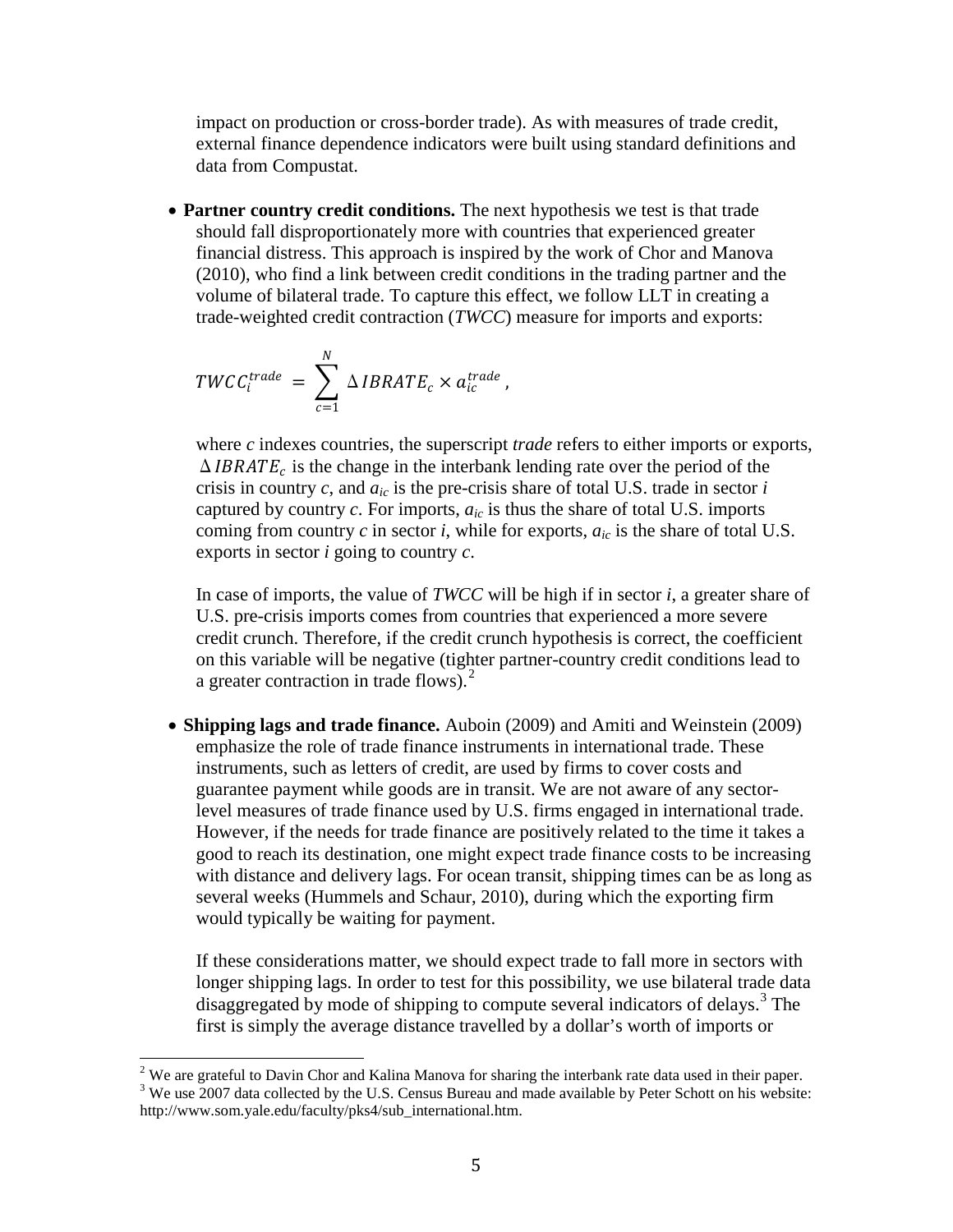impact on production or cross-border trade). As with measures of trade credit, external finance dependence indicators were built using standard definitions and data from Compustat.

- **Partner country credit conditions.** The next hypothesis we test is that trade should fall disproportionately more with countries that experienced greater financial distress. This approach is inspired by the work of Chor and Manova (2010), who find a link between credit conditions in the trading partner and the volume of bilateral trade. To capture this effect, we follow LLT in creating a trade-weighted credit contraction (*TWCC*) measure for imports and exports:

$$TWCC_i^{trade} = \sum_{c=1}^{N} \Delta IBRATE_c \times a_{ic}^{trade},$$

where *c* indexes countries, the superscript *trade* refers to either imports or exports, $\Delta IBRATE_c$ is the change in the interbank lending rate over the period of the crisis in country *c*, and $a_{ic}$ is the pre-crisis share of total U.S. trade in sector *i* captured by country *c*. For imports, $a_{ic}$ is thus the share of total U.S. imports coming from country *c* in sector *i*, while for exports, $a_{ic}$ is the share of total U.S. exports in sector *i* going to country *c*.

In case of imports, the value of *TWCC* will be high if in sector *i*, a greater share of U.S. pre-crisis imports comes from countries that experienced a more severe credit crunch. Therefore, if the credit crunch hypothesis is correct, the coefficient on this variable will be negative (tighter partner-country credit conditions lead to a greater contraction in trade flows).[2]

- **Shipping lags and trade finance.** Auboin (2009) and Amiti and Weinstein (2009) emphasize the role of trade finance instruments in international trade. These instruments, such as letters of credit, are used by firms to cover costs and guarantee payment while goods are in transit. We are not aware of any sector-level measures of trade finance used by U.S. firms engaged in international trade. However, if the needs for trade finance are positively related to the time it takes a good to reach its destination, one might expect trade finance costs to be increasing with distance and delivery lags. For ocean transit, shipping times can be as long as several weeks (Hummels and Schaur, 2010), during which the exporting firm would typically be waiting for payment.

If these considerations matter, we should expect trade to fall more in sectors with longer shipping lags. In order to test for this possibility, we use bilateral trade data disaggregated by mode of shipping to compute several indicators of delays.[3] The first is simply the average distance travelled by a dollar's worth of imports or

[2] We are grateful to Davin Chor and Kalina Manova for sharing the interbank rate data used in their paper.

[3] We use 2007 data collected by the U.S. Census Bureau and made available by Peter Schott on his website: http://www.som.yale.edu/faculty/pks4/sub_international.htm.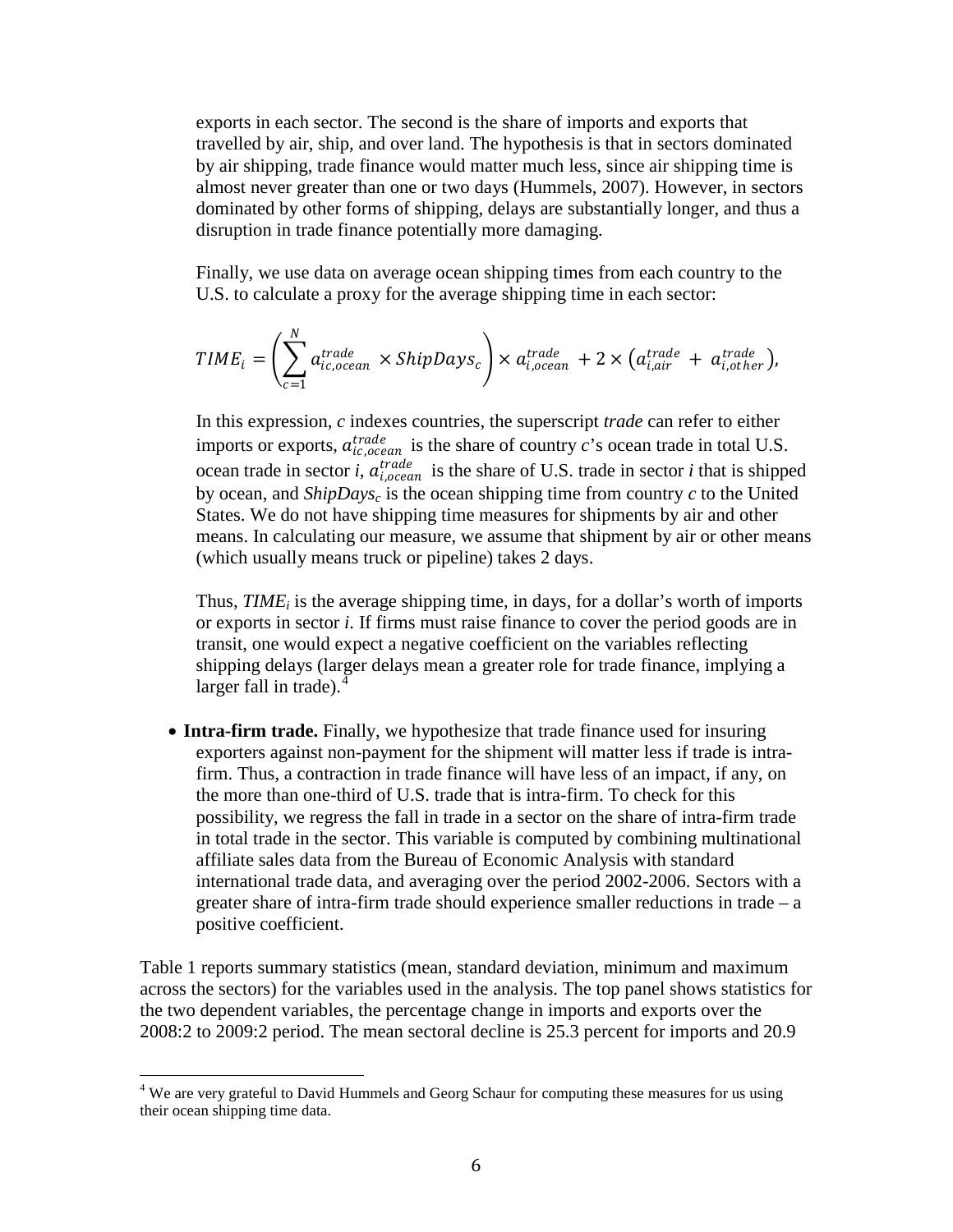exports in each sector. The second is the share of imports and exports that travelled by air, ship, and over land. The hypothesis is that in sectors dominated by air shipping, trade finance would matter much less, since air shipping time is almost never greater than one or two days (Hummels, 2007). However, in sectors dominated by other forms of shipping, delays are substantially longer, and thus a disruption in trade finance potentially more damaging.

Finally, we use data on average ocean shipping times from each country to the U.S. to calculate a proxy for the average shipping time in each sector:

$$TIME_i = \left( \sum_{c=1}^{N} a_{ic,ocean}^{trade} \times ShipDays_c \right) \times a_{i,ocean}^{trade} + 2 \times \left( a_{i,air}^{trade} + a_{i,other}^{trade} \right),$$

In this expression, $c$ indexes countries, the superscript *trade* can refer to either imports or exports, $a_{ic,ocean}^{trade}$ is the share of country $c$'s ocean trade in total U.S. ocean trade in sector $i$, $a_{i,ocean}^{trade}$ is the share of U.S. trade in sector $i$ that is shipped by ocean, and $ShipDays_c$ is the ocean shipping time from country $c$ to the United States. We do not have shipping time measures for shipments by air and other means. In calculating our measure, we assume that shipment by air or other means (which usually means truck or pipeline) takes 2 days.

Thus, $TIME_i$ is the average shipping time, in days, for a dollar's worth of imports or exports in sector $i$. If firms must raise finance to cover the period goods are in transit, one would expect a negative coefficient on the variables reflecting shipping delays (larger delays mean a greater role for trade finance, implying a larger fall in trade).[4]

- **Intra-firm trade.** Finally, we hypothesize that trade finance used for insuring exporters against non-payment for the shipment will matter less if trade is intra-firm. Thus, a contraction in trade finance will have less of an impact, if any, on the more than one-third of U.S. trade that is intra-firm. To check for this possibility, we regress the fall in trade in a sector on the share of intra-firm trade in total trade in the sector. This variable is computed by combining multinational affiliate sales data from the Bureau of Economic Analysis with standard international trade data, and averaging over the period 2002-2006. Sectors with a greater share of intra-firm trade should experience smaller reductions in trade – a positive coefficient.

Table 1 reports summary statistics (mean, standard deviation, minimum and maximum across the sectors) for the variables used in the analysis. The top panel shows statistics for the two dependent variables, the percentage change in imports and exports over the 2008:2 to 2009:2 period. The mean sectoral decline is 25.3 percent for imports and 20.9

[4] We are very grateful to David Hummels and Georg Schaur for computing these measures for us using their ocean shipping time data.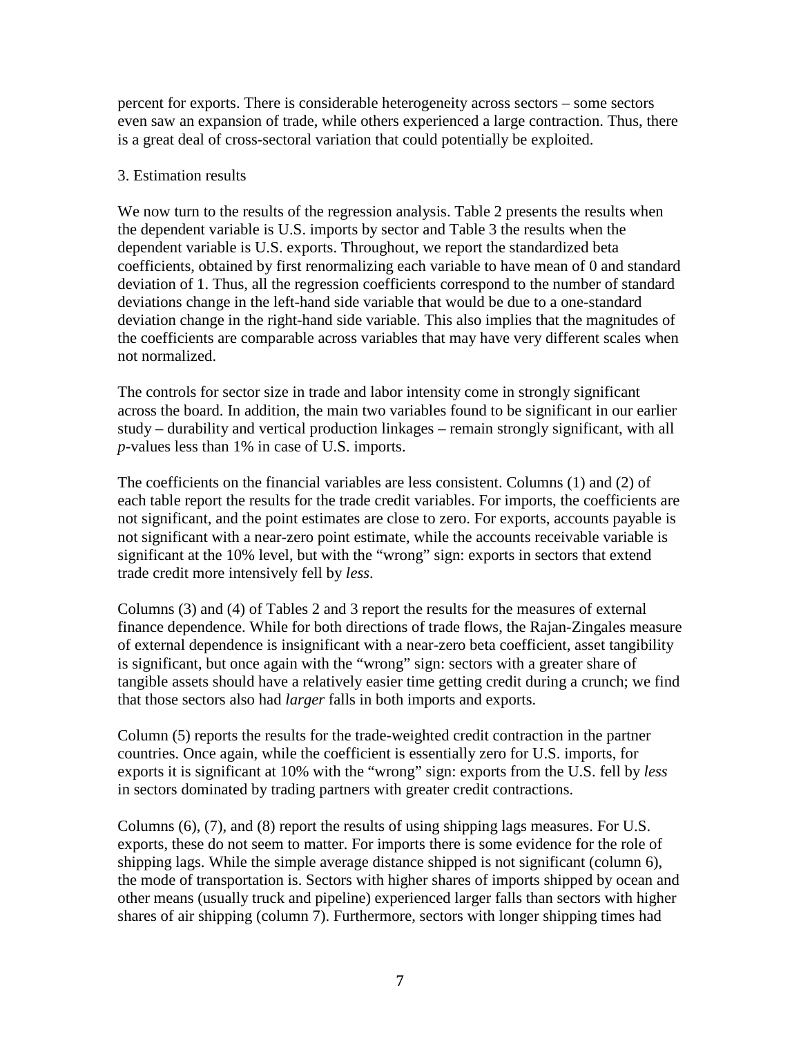percent for exports. There is considerable heterogeneity across sectors – some sectors even saw an expansion of trade, while others experienced a large contraction. Thus, there is a great deal of cross-sectoral variation that could potentially be exploited.

## 3. Estimation results

We now turn to the results of the regression analysis. Table 2 presents the results when the dependent variable is U.S. imports by sector and Table 3 the results when the dependent variable is U.S. exports. Throughout, we report the standardized beta coefficients, obtained by first renormalizing each variable to have mean of 0 and standard deviation of 1. Thus, all the regression coefficients correspond to the number of standard deviations change in the left-hand side variable that would be due to a one-standard deviation change in the right-hand side variable. This also implies that the magnitudes of the coefficients are comparable across variables that may have very different scales when not normalized.

The controls for sector size in trade and labor intensity come in strongly significant across the board. In addition, the main two variables found to be significant in our earlier study – durability and vertical production linkages – remain strongly significant, with all *p*-values less than 1% in case of U.S. imports.

The coefficients on the financial variables are less consistent. Columns (1) and (2) of each table report the results for the trade credit variables. For imports, the coefficients are not significant, and the point estimates are close to zero. For exports, accounts payable is not significant with a near-zero point estimate, while the accounts receivable variable is significant at the 10% level, but with the "wrong" sign: exports in sectors that extend trade credit more intensively fell by *less*.

Columns (3) and (4) of Tables 2 and 3 report the results for the measures of external finance dependence. While for both directions of trade flows, the Rajan-Zingales measure of external dependence is insignificant with a near-zero beta coefficient, asset tangibility is significant, but once again with the "wrong" sign: sectors with a greater share of tangible assets should have a relatively easier time getting credit during a crunch; we find that those sectors also had *larger* falls in both imports and exports.

Column (5) reports the results for the trade-weighted credit contraction in the partner countries. Once again, while the coefficient is essentially zero for U.S. imports, for exports it is significant at 10% with the "wrong" sign: exports from the U.S. fell by *less* in sectors dominated by trading partners with greater credit contractions.

Columns (6), (7), and (8) report the results of using shipping lags measures. For U.S. exports, these do not seem to matter. For imports there is some evidence for the role of shipping lags. While the simple average distance shipped is not significant (column 6), the mode of transportation is. Sectors with higher shares of imports shipped by ocean and other means (usually truck and pipeline) experienced larger falls than sectors with higher shares of air shipping (column 7). Furthermore, sectors with longer shipping times had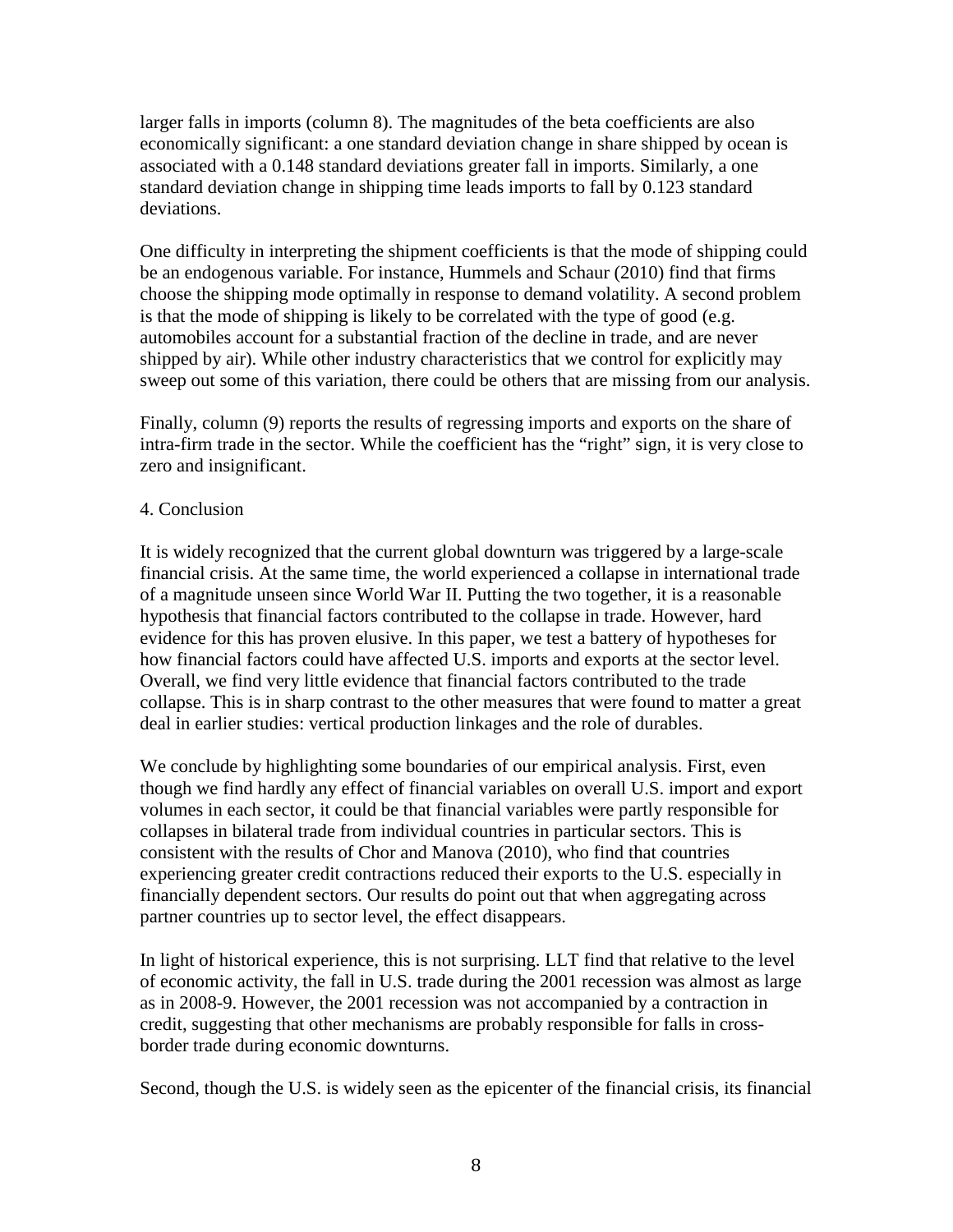larger falls in imports (column 8). The magnitudes of the beta coefficients are also economically significant: a one standard deviation change in share shipped by ocean is associated with a 0.148 standard deviations greater fall in imports. Similarly, a one standard deviation change in shipping time leads imports to fall by 0.123 standard deviations.

One difficulty in interpreting the shipment coefficients is that the mode of shipping could be an endogenous variable. For instance, Hummels and Schaur (2010) find that firms choose the shipping mode optimally in response to demand volatility. A second problem is that the mode of shipping is likely to be correlated with the type of good (e.g. automobiles account for a substantial fraction of the decline in trade, and are never shipped by air). While other industry characteristics that we control for explicitly may sweep out some of this variation, there could be others that are missing from our analysis.

Finally, column (9) reports the results of regressing imports and exports on the share of intra-firm trade in the sector. While the coefficient has the "right" sign, it is very close to zero and insignificant.

## 4. Conclusion

It is widely recognized that the current global downturn was triggered by a large-scale financial crisis. At the same time, the world experienced a collapse in international trade of a magnitude unseen since World War II. Putting the two together, it is a reasonable hypothesis that financial factors contributed to the collapse in trade. However, hard evidence for this has proven elusive. In this paper, we test a battery of hypotheses for how financial factors could have affected U.S. imports and exports at the sector level. Overall, we find very little evidence that financial factors contributed to the trade collapse. This is in sharp contrast to the other measures that were found to matter a great deal in earlier studies: vertical production linkages and the role of durables.

We conclude by highlighting some boundaries of our empirical analysis. First, even though we find hardly any effect of financial variables on overall U.S. import and export volumes in each sector, it could be that financial variables were partly responsible for collapses in bilateral trade from individual countries in particular sectors. This is consistent with the results of Chor and Manova (2010), who find that countries experiencing greater credit contractions reduced their exports to the U.S. especially in financially dependent sectors. Our results do point out that when aggregating across partner countries up to sector level, the effect disappears.

In light of historical experience, this is not surprising. LLT find that relative to the level of economic activity, the fall in U.S. trade during the 2001 recession was almost as large as in 2008-9. However, the 2001 recession was not accompanied by a contraction in credit, suggesting that other mechanisms are probably responsible for falls in cross-border trade during economic downturns.

Second, though the U.S. is widely seen as the epicenter of the financial crisis, its financial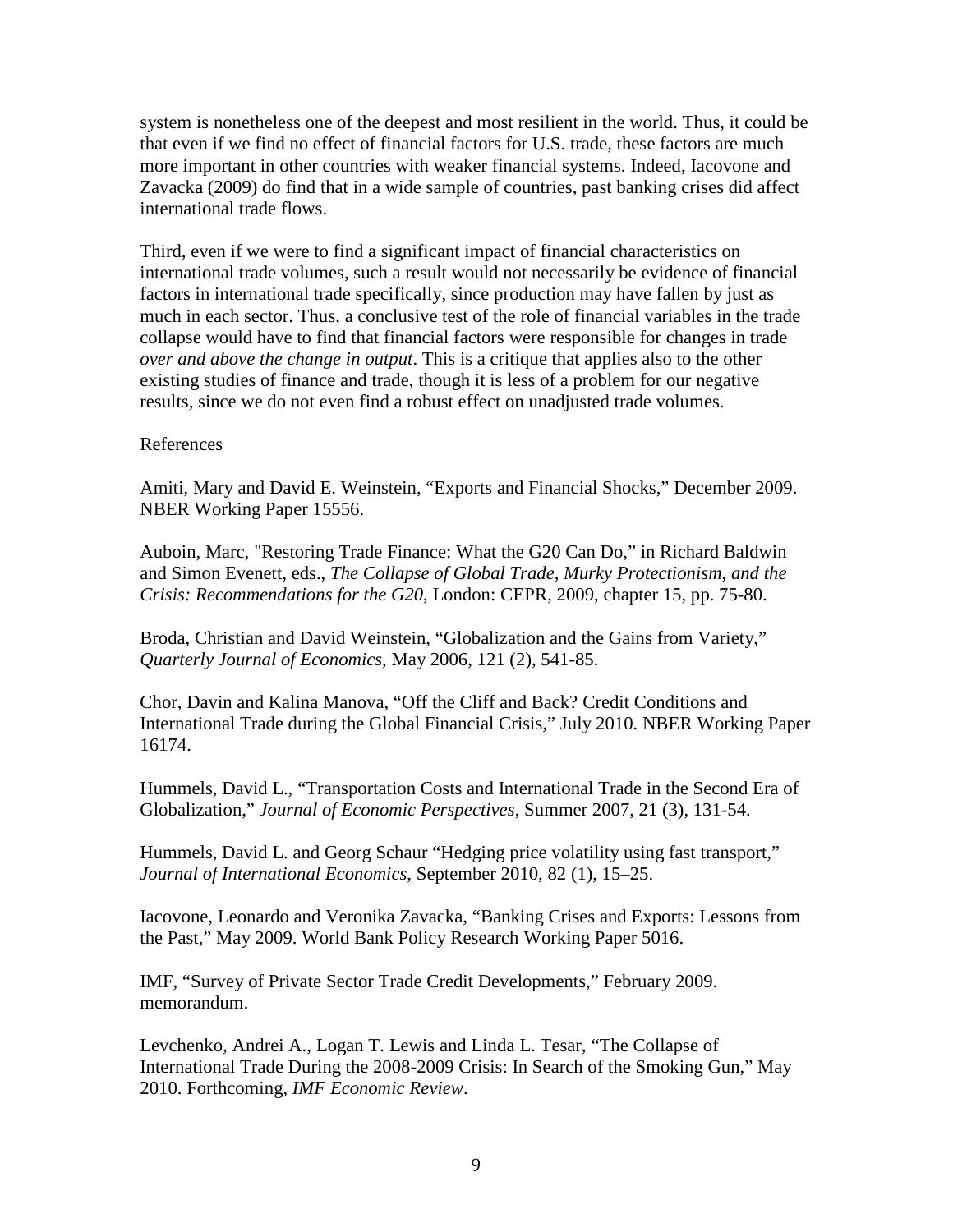system is nonetheless one of the deepest and most resilient in the world. Thus, it could be that even if we find no effect of financial factors for U.S. trade, these factors are much more important in other countries with weaker financial systems. Indeed, Iacovone and Zavacka (2009) do find that in a wide sample of countries, past banking crises did affect international trade flows.

Third, even if we were to find a significant impact of financial characteristics on international trade volumes, such a result would not necessarily be evidence of financial factors in international trade specifically, since production may have fallen by just as much in each sector. Thus, a conclusive test of the role of financial variables in the trade collapse would have to find that financial factors were responsible for changes in trade *over and above the change in output*. This is a critique that applies also to the other existing studies of finance and trade, though it is less of a problem for our negative results, since we do not even find a robust effect on unadjusted trade volumes.

References

Amiti, Mary and David E. Weinstein, "Exports and Financial Shocks," December 2009. NBER Working Paper 15556.

Auboin, Marc, "Restoring Trade Finance: What the G20 Can Do," in Richard Baldwin and Simon Evenett, eds., *The Collapse of Global Trade, Murky Protectionism, and the Crisis: Recommendations for the G20*, London: CEPR, 2009, chapter 15, pp. 75-80.

Broda, Christian and David Weinstein, "Globalization and the Gains from Variety," *Quarterly Journal of Economics*, May 2006, 121 (2), 541-85.

Chor, Davin and Kalina Manova, "Off the Cliff and Back? Credit Conditions and International Trade during the Global Financial Crisis," July 2010. NBER Working Paper 16174.

Hummels, David L., "Transportation Costs and International Trade in the Second Era of Globalization," *Journal of Economic Perspectives*, Summer 2007, 21 (3), 131-54.

Hummels, David L. and Georg Schaur "Hedging price volatility using fast transport," *Journal of International Economics*, September 2010, 82 (1), 15–25.

Iacovone, Leonardo and Veronika Zavacka, "Banking Crises and Exports: Lessons from the Past," May 2009. World Bank Policy Research Working Paper 5016.

IMF, "Survey of Private Sector Trade Credit Developments," February 2009. memorandum.

Levchenko, Andrei A., Logan T. Lewis and Linda L. Tesar, "The Collapse of International Trade During the 2008-2009 Crisis: In Search of the Smoking Gun," May 2010. Forthcoming, *IMF Economic Review*.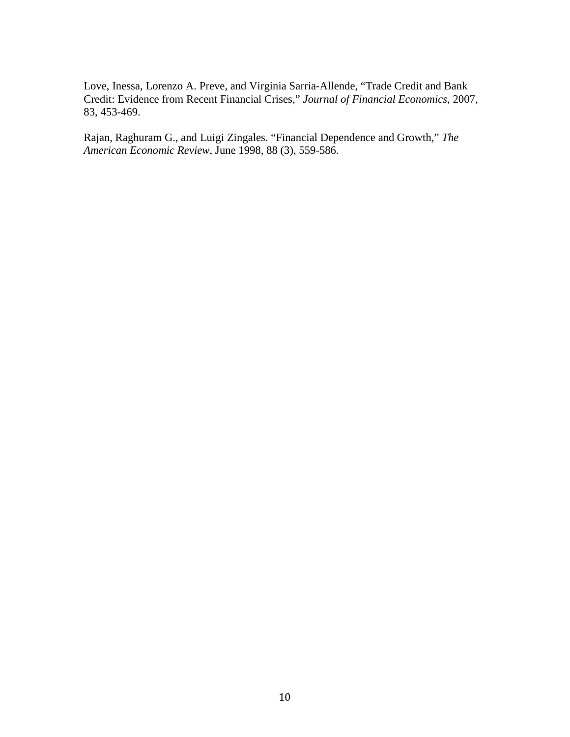Love, Inessa, Lorenzo A. Preve, and Virginia Sarria-Allende, "Trade Credit and Bank Credit: Evidence from Recent Financial Crises," *Journal of Financial Economics*, 2007, 83, 453-469.

Rajan, Raghuram G., and Luigi Zingales. "Financial Dependence and Growth," *The American Economic Review*, June 1998, 88 (3), 559-586.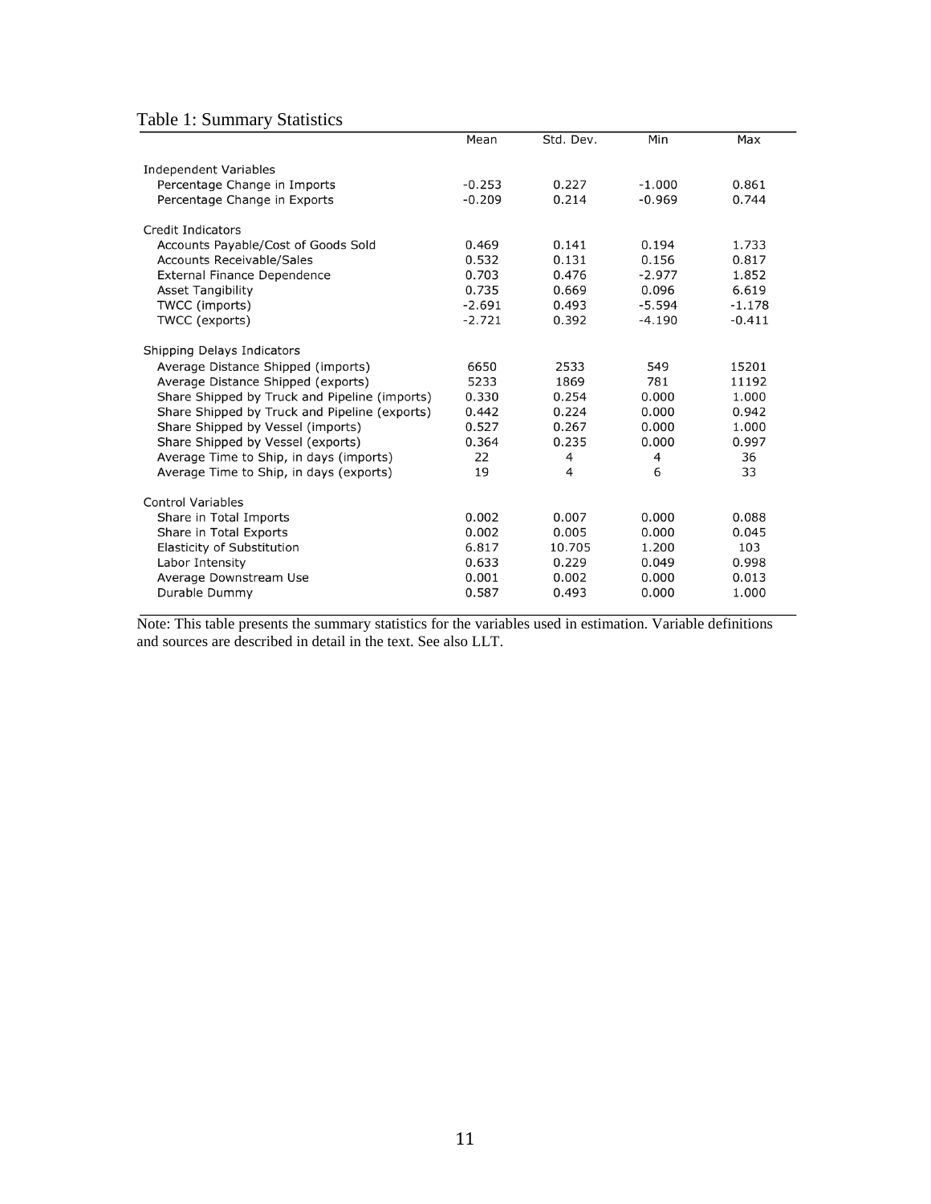Table 1: Summary Statistics

| | Mean | Std. Dev. | Min | Max |
|---|---|---|---|---|
| Independent Variables | | | | |
| Percentage Change in Imports | -0.253 | 0.227 | -1.000 | 0.861 |
| Percentage Change in Exports | -0.209 | 0.214 | -0.969 | 0.744 |
| Credit Indicators | | | | |
| Accounts Payable/Cost of Goods Sold | 0.469 | 0.141 | 0.194 | 1.733 |
| Accounts Receivable/Sales | 0.532 | 0.131 | 0.156 | 0.817 |
| External Finance Dependence | 0.703 | 0.476 | -2.977 | 1.852 |
| Asset Tangibility | 0.735 | 0.669 | 0.096 | 6.619 |
| TWCC (imports) | -2.691 | 0.493 | -5.594 | -1.178 |
| TWCC (exports) | -2.721 | 0.392 | -4.190 | -0.411 |
| Shipping Delays Indicators | | | | |
| Average Distance Shipped (imports) | 6650 | 2533 | 549 | 15201 |
| Average Distance Shipped (exports) | 5233 | 1869 | 781 | 11192 |
| Share Shipped by Truck and Pipeline (imports) | 0.330 | 0.254 | 0.000 | 1.000 |
| Share Shipped by Truck and Pipeline (exports) | 0.442 | 0.224 | 0.000 | 0.942 |
| Share Shipped by Vessel (imports) | 0.527 | 0.267 | 0.000 | 1.000 |
| Share Shipped by Vessel (exports) | 0.364 | 0.235 | 0.000 | 0.997 |
| Average Time to Ship, in days (imports) | 22 | 4 | 4 | 36 |
| Average Time to Ship, in days (exports) | 19 | 4 | 6 | 33 |
| Control Variables | | | | |
| Share in Total Imports | 0.002 | 0.007 | 0.000 | 0.088 |
| Share in Total Exports | 0.002 | 0.005 | 0.000 | 0.045 |
| Elasticity of Substitution | 6.817 | 10.705 | 1.200 | 103 |
| Labor Intensity | 0.633 | 0.229 | 0.049 | 0.998 |
| Average Downstream Use | 0.001 | 0.002 | 0.000 | 0.013 |
| Durable Dummy | 0.587 | 0.493 | 0.000 | 1.000 |

Note: This table presents the summary statistics for the variables used in estimation. Variable definitions and sources are described in detail in the text. See also LLT.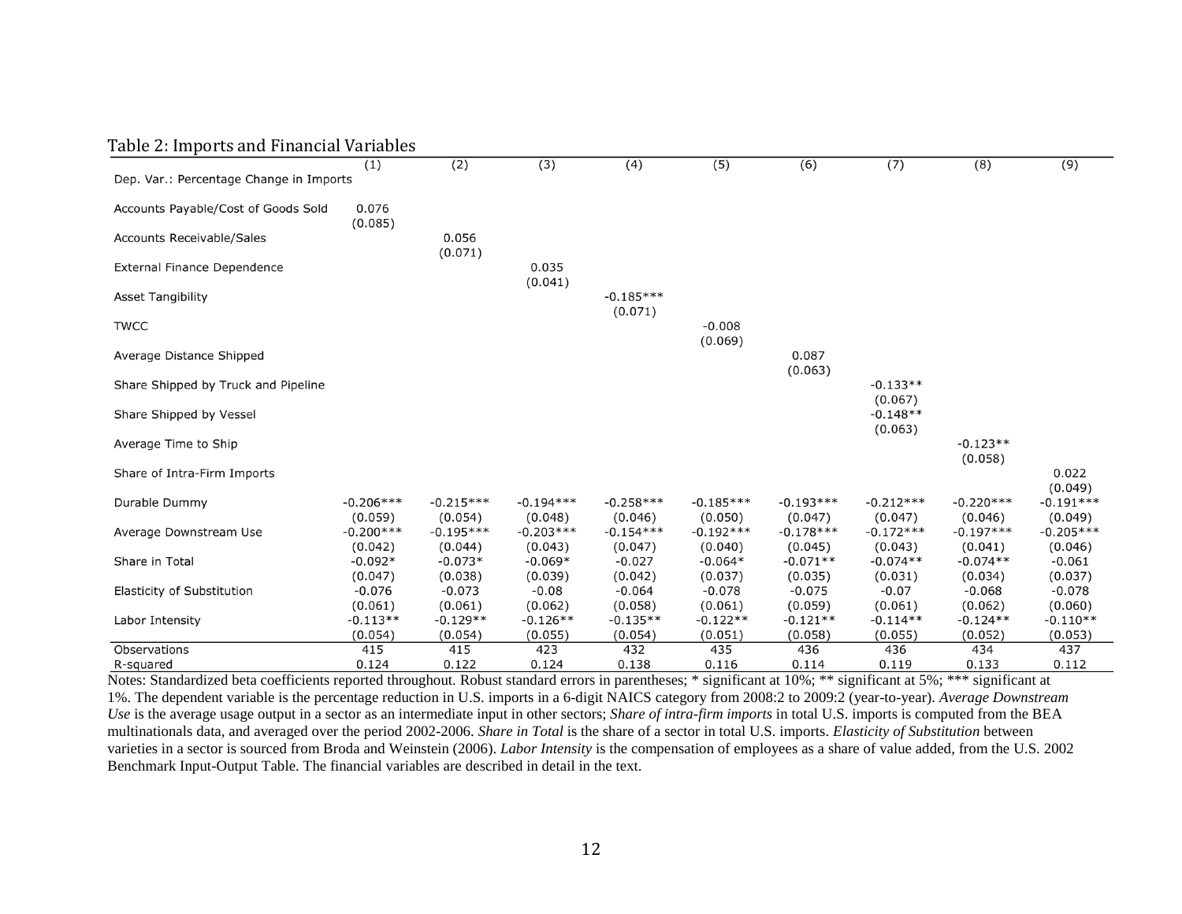Table 2: Imports and Financial Variables

| | (1) | (2) | (3) | (4) | (5) | (6) | (7) | (8) | (9) |
|---|---|---|---|---|---|---|---|---|---|
| Dep. Var.: Percentage Change in Imports | | | | | | | | | |
| Accounts Payable/Cost of Goods Sold | 0.076 | | | | | | | | |
| | (0.085) | | | | | | | | |
| Accounts Receivable/Sales | | 0.056 | | | | | | | |
| | | (0.071) | | | | | | | |
| External Finance Dependence | | | 0.035 | | | | | | |
| | | | (0.041) | | | | | | |
| Asset Tangibility | | | | -0.185*** | | | | | |
| | | | | (0.071) | | | | | |
| TWCC | | | | | -0.008 | | | | |
| | | | | | (0.069) | | | | |
| Average Distance Shipped | | | | | | 0.087 | | | |
| | | | | | | (0.063) | | | |
| Share Shipped by Truck and Pipeline | | | | | | | -0.133** | | |
| | | | | | | | (0.067) | | |
| Share Shipped by Vessel | | | | | | | -0.148** | | |
| | | | | | | | (0.063) | | |
| Average Time to Ship | | | | | | | | -0.123** | |
| | | | | | | | | (0.058) | |
| Share of Intra-Firm Imports | | | | | | | | | 0.022 |
| | | | | | | | | | (0.049) |
| Durable Dummy | -0.206*** | -0.215*** | -0.194*** | -0.258*** | -0.185*** | -0.193*** | -0.212*** | -0.220*** | -0.191*** |
| | (0.059) | (0.054) | (0.048) | (0.046) | (0.050) | (0.047) | (0.047) | (0.046) | (0.049) |
| Average Downstream Use | -0.200*** | -0.195*** | -0.203*** | -0.154*** | -0.192*** | -0.178*** | -0.172*** | -0.197*** | -0.205*** |
| | (0.042) | (0.044) | (0.043) | (0.047) | (0.040) | (0.045) | (0.043) | (0.041) | (0.046) |
| Share in Total | -0.092* | -0.073* | -0.069* | -0.027 | -0.064* | -0.071** | -0.074** | -0.074** | -0.061 |
| | (0.047) | (0.038) | (0.039) | (0.042) | (0.037) | (0.035) | (0.031) | (0.034) | (0.037) |
| Elasticity of Substitution | -0.076 | -0.073 | -0.08 | -0.064 | -0.078 | -0.075 | -0.07 | -0.068 | -0.078 |
| | (0.061) | (0.061) | (0.062) | (0.058) | (0.061) | (0.059) | (0.061) | (0.062) | (0.060) |
| Labor Intensity | -0.113** | -0.129** | -0.126** | -0.135** | -0.122** | -0.121** | -0.114** | -0.124** | -0.110** |
| | (0.054) | (0.054) | (0.055) | (0.054) | (0.051) | (0.058) | (0.055) | (0.052) | (0.053) |
| Observations | 415 | 415 | 423 | 432 | 435 | 436 | 436 | 434 | 437 |
| R-squared | 0.124 | 0.122 | 0.124 | 0.138 | 0.116 | 0.114 | 0.119 | 0.133 | 0.112 |

Notes: Standardized beta coefficients reported throughout. Robust standard errors in parentheses; * significant at 10%; ** significant at 5%; *** significant at 1%. The dependent variable is the percentage reduction in U.S. imports in a 6-digit NAICS category from 2008:2 to 2009:2 (year-to-year). *Average Downstream Use* is the average usage output in a sector as an intermediate input in other sectors; *Share of intra-firm imports* in total U.S. imports is computed from the BEA multinationals data, and averaged over the period 2002-2006. *Share in Total* is the share of a sector in total U.S. imports. *Elasticity of Substitution* between varieties in a sector is sourced from Broda and Weinstein (2006). *Labor Intensity* is the compensation of employees as a share of value added, from the U.S. 2002 Benchmark Input-Output Table. The financial variables are described in detail in the text.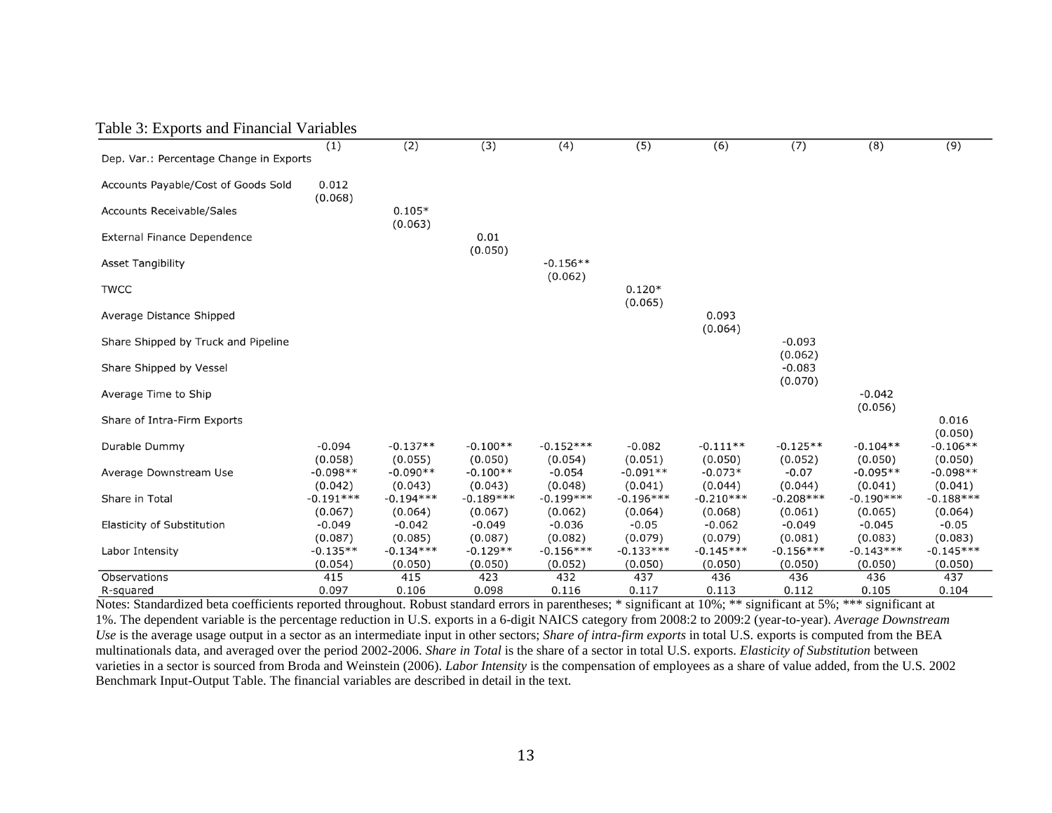Table 3: Exports and Financial Variables

| | (1) | (2) | (3) | (4) | (5) | (6) | (7) | (8) | (9) |
|---|---|---|---|---|---|---|---|---|---|
| Dep. Var.: Percentage Change in Exports | | | | | | | | | |
| Accounts Payable/Cost of Goods Sold | 0.012 | | | | | | | | |
| | (0.068) | | | | | | | | |
| Accounts Receivable/Sales | | 0.105* | | | | | | | |
| | | (0.063) | | | | | | | |
| External Finance Dependence | | | 0.01 | | | | | | |
| | | | (0.050) | | | | | | |
| Asset Tangibility | | | | -0.156** | | | | | |
| | | | | (0.062) | | | | | |
| TWCC | | | | | 0.120* | | | | |
| | | | | | (0.065) | | | | |
| Average Distance Shipped | | | | | | 0.093 | | | |
| | | | | | | (0.064) | | | |
| Share Shipped by Truck and Pipeline | | | | | | | -0.093 | | |
| | | | | | | | (0.062) | | |
| Share Shipped by Vessel | | | | | | | -0.083 | | |
| | | | | | | | (0.070) | | |
| Average Time to Ship | | | | | | | | -0.042 | |
| | | | | | | | | (0.056) | |
| Share of Intra-Firm Exports | | | | | | | | | 0.016 |
| | | | | | | | | | (0.050) |
| Durable Dummy | -0.094 | -0.137** | -0.100** | -0.152*** | -0.082 | -0.111** | -0.125** | -0.104** | -0.106** |
| | (0.058) | (0.055) | (0.050) | (0.054) | (0.051) | (0.050) | (0.052) | (0.050) | (0.050) |
| Average Downstream Use | -0.098** | -0.090** | -0.100** | -0.054 | -0.091** | -0.073* | -0.07 | -0.095** | -0.098** |
| | (0.042) | (0.043) | (0.043) | (0.048) | (0.041) | (0.044) | (0.044) | (0.041) | (0.041) |
| Share in Total | -0.191*** | -0.194*** | -0.189*** | -0.199*** | -0.196*** | -0.210*** | -0.208*** | -0.190*** | -0.188*** |
| | (0.067) | (0.064) | (0.067) | (0.062) | (0.064) | (0.068) | (0.061) | (0.065) | (0.064) |
| Elasticity of Substitution | -0.049 | -0.042 | -0.049 | -0.036 | -0.05 | -0.062 | -0.049 | -0.045 | -0.05 |
| | (0.087) | (0.085) | (0.087) | (0.082) | (0.079) | (0.079) | (0.081) | (0.083) | (0.083) |
| Labor Intensity | -0.135** | -0.134*** | -0.129** | -0.156*** | -0.133*** | -0.145*** | -0.156*** | -0.143*** | -0.145*** |
| | (0.054) | (0.050) | (0.050) | (0.052) | (0.050) | (0.050) | (0.050) | (0.050) | (0.050) |
| Observations | 415 | 415 | 423 | 432 | 437 | 436 | 436 | 436 | 437 |
| R-squared | 0.097 | 0.106 | 0.098 | 0.116 | 0.117 | 0.113 | 0.112 | 0.105 | 0.104 |

Notes: Standardized beta coefficients reported throughout. Robust standard errors in parentheses; * significant at 10%; ** significant at 5%; *** significant at 1%. The dependent variable is the percentage reduction in U.S. exports in a 6-digit NAICS category from 2008:2 to 2009:2 (year-to-year). *Average Downstream Use* is the average usage output in a sector as an intermediate input in other sectors; *Share of intra-firm exports* in total U.S. exports is computed from the BEA multinationals data, and averaged over the period 2002-2006. *Share in Total* is the share of a sector in total U.S. exports. *Elasticity of Substitution* between varieties in a sector is sourced from Broda and Weinstein (2006). *Labor Intensity* is the compensation of employees as a share of value added, from the U.S. 2002 Benchmark Input-Output Table. The financial variables are described in detail in the text.